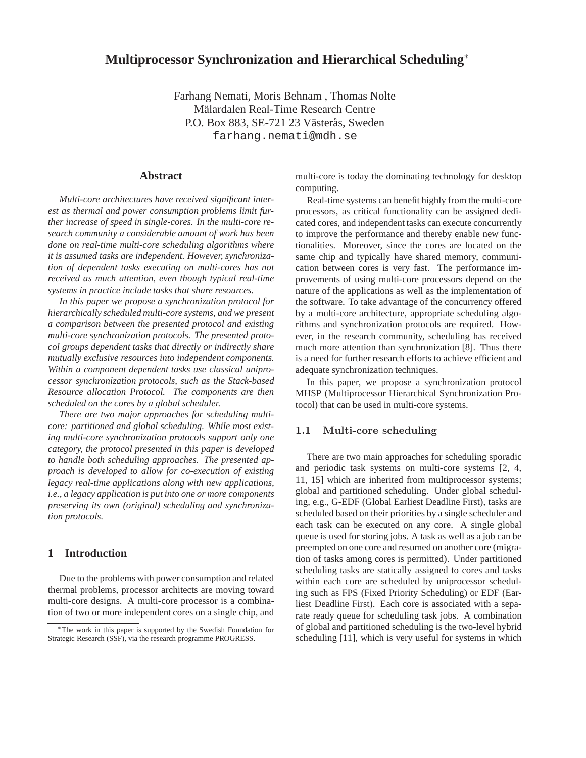# Multiprocessor Synchronization and Hierarchical Scheduling*

Farhang Nemati, Moris Behnam , Thomas Nolte
Mälardalen Real-Time Research Centre
P.O. Box 883, SE-721 23 Västerås, Sweden
farhang.nemati@mdh.se

## Abstract

*Multi-core architectures have received significant interest as thermal and power consumption problems limit further increase of speed in single-cores. In the multi-core research community a considerable amount of work has been done on real-time multi-core scheduling algorithms where it is assumed tasks are independent. However, synchronization of dependent tasks executing on multi-cores has not received as much attention, even though typical real-time systems in practice include tasks that share resources.*

*In this paper we propose a synchronization protocol for hierarchically scheduled multi-core systems, and we present a comparison between the presented protocol and existing multi-core synchronization protocols. The presented protocol groups dependent tasks that directly or indirectly share mutually exclusive resources into independent components. Within a component dependent tasks use classical uniprocessor synchronization protocols, such as the Stack-based Resource allocation Protocol. The components are then scheduled on the cores by a global scheduler.*

*There are two major approaches for scheduling multicore: partitioned and global scheduling. While most existing multi-core synchronization protocols support only one category, the protocol presented in this paper is developed to handle both scheduling approaches. The presented approach is developed to allow for co-execution of existing legacy real-time applications along with new applications, i.e., a legacy application is put into one or more components preserving its own (original) scheduling and synchronization protocols.*

## 1 Introduction

Due to the problems with power consumption and related thermal problems, processor architects are moving toward multi-core designs. A multi-core processor is a combination of two or more independent cores on a single chip, and multi-core is today the dominating technology for desktop computing.

Real-time systems can benefit highly from the multi-core processors, as critical functionality can be assigned dedicated cores, and independent tasks can execute concurrently to improve the performance and thereby enable new functionalities. Moreover, since the cores are located on the same chip and typically have shared memory, communication between cores is very fast. The performance improvements of using multi-core processors depend on the nature of the applications as well as the implementation of the software. To take advantage of the concurrency offered by a multi-core architecture, appropriate scheduling algorithms and synchronization protocols are required. However, in the research community, scheduling has received much more attention than synchronization [8]. Thus there is a need for further research efforts to achieve efficient and adequate synchronization techniques.

In this paper, we propose a synchronization protocol MHSP (Multiprocessor Hierarchical Synchronization Protocol) that can be used in multi-core systems.

### 1.1 Multi-core scheduling

There are two main approaches for scheduling sporadic and periodic task systems on multi-core systems [2, 4, 11, 15] which are inherited from multiprocessor systems; global and partitioned scheduling. Under global scheduling, e.g., G-EDF (Global Earliest Deadline First), tasks are scheduled based on their priorities by a single scheduler and each task can be executed on any core. A single global queue is used for storing jobs. A task as well as a job can be preempted on one core and resumed on another core (migration of tasks among cores is permitted). Under partitioned scheduling tasks are statically assigned to cores and tasks within each core are scheduled by uniprocessor scheduling such as FPS (Fixed Priority Scheduling) or EDF (Earliest Deadline First). Each core is associated with a separate ready queue for scheduling task jobs. A combination of global and partitioned scheduling is the two-level hybrid scheduling [11], which is very useful for systems in which

*The work in this paper is supported by the Swedish Foundation for Strategic Research (SSF), via the research programme PROGRESS.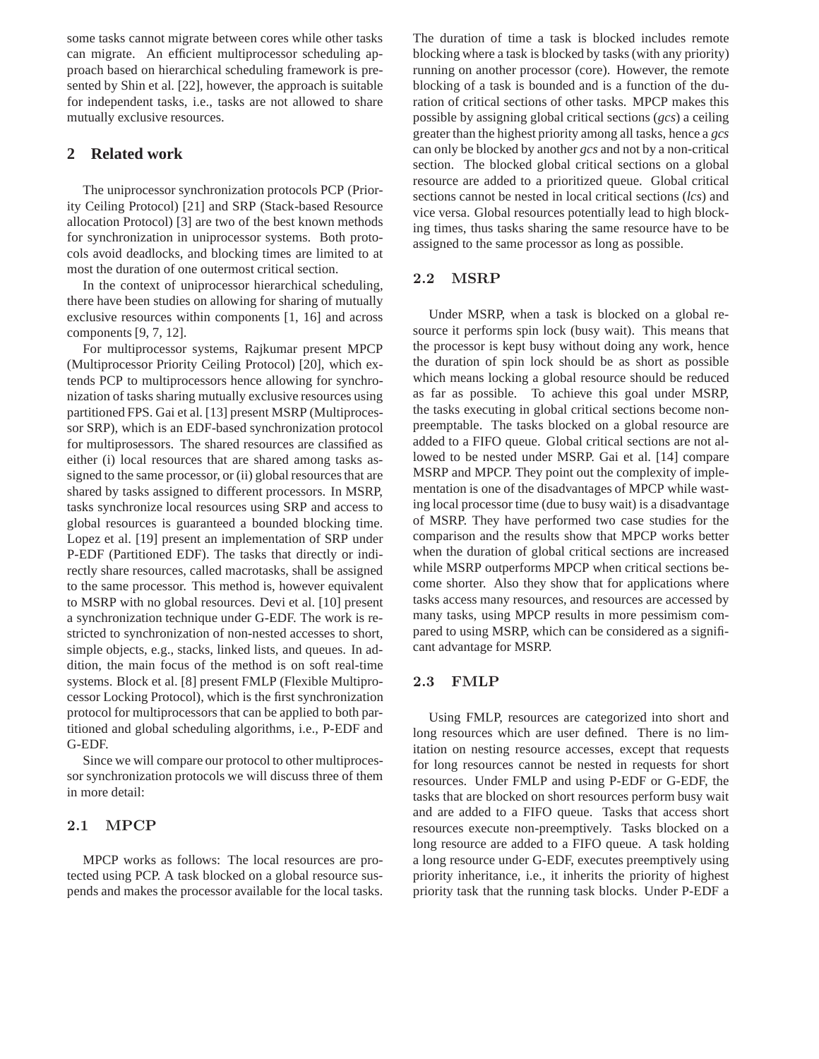some tasks cannot migrate between cores while other tasks can migrate. An efficient multiprocessor scheduling approach based on hierarchical scheduling framework is presented by Shin et al. [22], however, the approach is suitable for independent tasks, i.e., tasks are not allowed to share mutually exclusive resources.

## 2 Related work

The uniprocessor synchronization protocols PCP (Priority Ceiling Protocol) [21] and SRP (Stack-based Resource allocation Protocol) [3] are two of the best known methods for synchronization in uniprocessor systems. Both protocols avoid deadlocks, and blocking times are limited to at most the duration of one outermost critical section.

In the context of uniprocessor hierarchical scheduling, there have been studies on allowing for sharing of mutually exclusive resources within components [1, 16] and across components [9, 7, 12].

For multiprocessor systems, Rajkumar present MPCP (Multiprocessor Priority Ceiling Protocol) [20], which extends PCP to multiprocessors hence allowing for synchronization of tasks sharing mutually exclusive resources using partitioned FPS. Gai et al. [13] present MSRP (Multiprocessor SRP), which is an EDF-based synchronization protocol for multiprosessors. The shared resources are classified as either (i) local resources that are shared among tasks assigned to the same processor, or (ii) global resources that are shared by tasks assigned to different processors. In MSRP, tasks synchronize local resources using SRP and access to global resources is guaranteed a bounded blocking time. Lopez et al. [19] present an implementation of SRP under P-EDF (Partitioned EDF). The tasks that directly or indirectly share resources, called macrotasks, shall be assigned to the same processor. This method is, however equivalent to MSRP with no global resources. Devi et al. [10] present a synchronization technique under G-EDF. The work is restricted to synchronization of non-nested accesses to short, simple objects, e.g., stacks, linked lists, and queues. In addition, the main focus of the method is on soft real-time systems. Block et al. [8] present FMLP (Flexible Multiprocessor Locking Protocol), which is the first synchronization protocol for multiprocessors that can be applied to both partitioned and global scheduling algorithms, i.e., P-EDF and G-EDF.

Since we will compare our protocol to other multiprocessor synchronization protocols we will discuss three of them in more detail:

### 2.1 MPCP

MPCP works as follows: The local resources are protected using PCP. A task blocked on a global resource suspends and makes the processor available for the local tasks. The duration of time a task is blocked includes remote blocking where a task is blocked by tasks (with any priority) running on another processor (core). However, the remote blocking of a task is bounded and is a function of the duration of critical sections of other tasks. MPCP makes this possible by assigning global critical sections (*gcs*) a ceiling greater than the highest priority among all tasks, hence a *gcs* can only be blocked by another *gcs* and not by a non-critical section. The blocked global critical sections on a global resource are added to a prioritized queue. Global critical sections cannot be nested in local critical sections (*lcs*) and vice versa. Global resources potentially lead to high blocking times, thus tasks sharing the same resource have to be assigned to the same processor as long as possible.

### 2.2 MSRP

Under MSRP, when a task is blocked on a global resource it performs spin lock (busy wait). This means that the processor is kept busy without doing any work, hence the duration of spin lock should be as short as possible which means locking a global resource should be reduced as far as possible. To achieve this goal under MSRP, the tasks executing in global critical sections become non-preemptable. The tasks blocked on a global resource are added to a FIFO queue. Global critical sections are not allowed to be nested under MSRP. Gai et al. [14] compare MSRP and MPCP. They point out the complexity of implementation is one of the disadvantages of MPCP while wasting local processor time (due to busy wait) is a disadvantage of MSRP. They have performed two case studies for the comparison and the results show that MPCP works better when the duration of global critical sections are increased while MSRP outperforms MPCP when critical sections become shorter. Also they show that for applications where tasks access many resources, and resources are accessed by many tasks, using MPCP results in more pessimism compared to using MSRP, which can be considered as a significant advantage for MSRP.

### 2.3 FMLP

Using FMLP, resources are categorized into short and long resources which are user defined. There is no limitation on nesting resource accesses, except that requests for long resources cannot be nested in requests for short resources. Under FMLP and using P-EDF or G-EDF, the tasks that are blocked on short resources perform busy wait and are added to a FIFO queue. Tasks that access short resources execute non-preemptively. Tasks blocked on a long resource are added to a FIFO queue. A task holding a long resource under G-EDF, executes preemptively using priority inheritance, i.e., it inherits the priority of highest priority task that the running task blocks. Under P-EDF a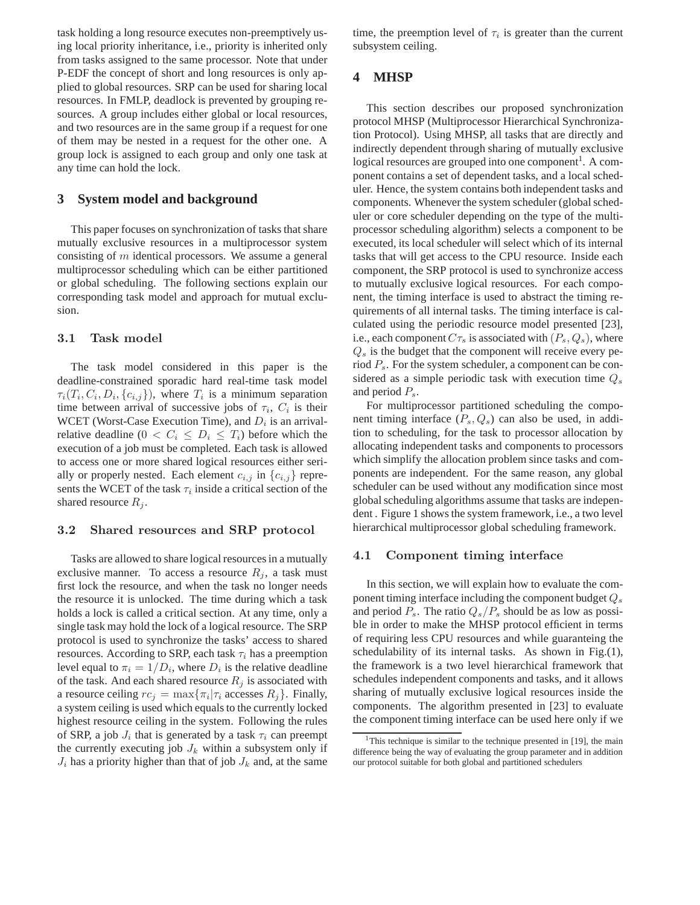task holding a long resource executes non-preemptively using local priority inheritance, i.e., priority is inherited only from tasks assigned to the same processor. Note that under P-EDF the concept of short and long resources is only applied to global resources. SRP can be used for sharing local resources. In FMLP, deadlock is prevented by grouping resources. A group includes either global or local resources, and two resources are in the same group if a request for one of them may be nested in a request for the other one. A group lock is assigned to each group and only one task at any time can hold the lock.

## 3 System model and background

This paper focuses on synchronization of tasks that share mutually exclusive resources in a multiprocessor system consisting of $m$ identical processors. We assume a general multiprocessor scheduling which can be either partitioned or global scheduling. The following sections explain our corresponding task model and approach for mutual exclusion.

### 3.1 Task model

The task model considered in this paper is the deadline-constrained sporadic hard real-time task model $\tau_i(T_i, C_i, D_i, \{c_{i,j}\})$, where $T_i$ is a minimum separation time between arrival of successive jobs of $\tau_i$, $C_i$ is their WCET (Worst-Case Execution Time), and $D_i$ is an arrival-relative deadline ($0 < C_i \leq D_i \leq T_i$) before which the execution of a job must be completed. Each task is allowed to access one or more shared logical resources either serially or properly nested. Each element $c_{i,j}$ in $\{c_{i,j}\}$ represents the WCET of the task $\tau_i$ inside a critical section of the shared resource $R_j$.

### 3.2 Shared resources and SRP protocol

Tasks are allowed to share logical resources in a mutually exclusive manner. To access a resource $R_j$, a task must first lock the resource, and when the task no longer needs the resource it is unlocked. The time during which a task holds a lock is called a critical section. At any time, only a single task may hold the lock of a logical resource. The SRP protocol is used to synchronize the tasks' access to shared resources. According to SRP, each task $\tau_i$ has a preemption level equal to $\pi_i = 1/D_i$, where $D_i$ is the relative deadline of the task. And each shared resource $R_j$ is associated with a resource ceiling $rc_j = \max\{\pi_i | \tau_i \text{ accesses } R_j\}$. Finally, a system ceiling is used which equals to the currently locked highest resource ceiling in the system. Following the rules of SRP, a job $J_i$ that is generated by a task $\tau_i$ can preempt the currently executing job $J_k$ within a subsystem only if $J_i$ has a priority higher than that of job $J_k$ and, at the same time, the preemption level of $\tau_i$ is greater than the current subsystem ceiling.

## 4 MHSP

This section describes our proposed synchronization protocol MHSP (Multiprocessor Hierarchical Synchronization Protocol). Using MHSP, all tasks that are directly and indirectly dependent through sharing of mutually exclusive logical resources are grouped into one component[1]. A component contains a set of dependent tasks, and a local scheduler. Hence, the system contains both independent tasks and components. Whenever the system scheduler (global scheduler or core scheduler depending on the type of the multiprocessor scheduling algorithm) selects a component to be executed, its local scheduler will select which of its internal tasks that will get access to the CPU resource. Inside each component, the SRP protocol is used to synchronize access to mutually exclusive logical resources. For each component, the timing interface is used to abstract the timing requirements of all internal tasks. The timing interface is calculated using the periodic resource model presented [23], i.e., each component $C\tau_s$ is associated with $(P_s, Q_s)$, where $Q_s$ is the budget that the component will receive every period $P_s$. For the system scheduler, a component can be considered as a simple periodic task with execution time $Q_s$ and period $P_s$.

For multiprocessor partitioned scheduling the component timing interface $(P_s, Q_s)$ can also be used, in addition to scheduling, for the task to processor allocation by allocating independent tasks and components to processors which simplify the allocation problem since tasks and components are independent. For the same reason, any global scheduler can be used without any modification since most global scheduling algorithms assume that tasks are independent . Figure 1 shows the system framework, i.e., a two level hierarchical multiprocessor global scheduling framework.

### 4.1 Component timing interface

In this section, we will explain how to evaluate the component timing interface including the component budget $Q_s$ and period $P_s$. The ratio $Q_s/P_s$ should be as low as possible in order to make the MHSP protocol efficient in terms of requiring less CPU resources and while guaranteing the schedulability of its internal tasks. As shown in Fig.(1), the framework is a two level hierarchical framework that schedules independent components and tasks, and it allows sharing of mutually exclusive logical resources inside the components. The algorithm presented in [23] to evaluate the component timing interface can be used here only if we

[1] This technique is similar to the technique presented in [19], the main difference being the way of evaluating the group parameter and in addition our protocol suitable for both global and partitioned schedulers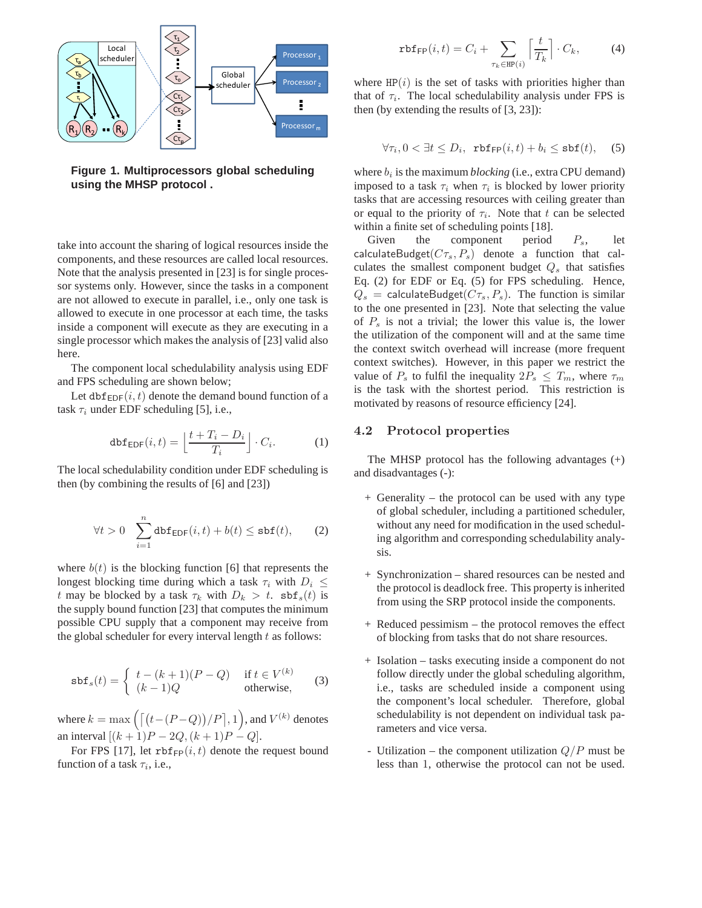**Figure 1. Multiprocessors global scheduling using the MHSP protocol .**

take into account the sharing of logical resources inside the components, and these resources are called local resources. Note that the analysis presented in [23] is for single processor systems only. However, since the tasks in a component are not allowed to execute in parallel, i.e., only one task is allowed to execute in one processor at each time, the tasks inside a component will execute as they are executing in a single processor which makes the analysis of [23] valid also here.

The component local schedulability analysis using EDF and FPS scheduling are shown below;

Let $\mathtt{dbf}_{\mathsf{EDF}}(i,t)$ denote the demand bound function of a task $\tau_i$ under EDF scheduling [5], i.e.,

$$\mathtt{dbf}_{\mathsf{EDF}}(i,t) = \left\lfloor \frac{t+T_i-D_i}{T_i} \right\rfloor \cdot C_i. \quad (1)$$

The local schedulability condition under EDF scheduling is then (by combining the results of [6] and [23])

$$\forall t > 0 \quad \sum_{i=1}^{n} \mathtt{dbf}_{\mathsf{EDF}}(i,t) + b(t) \leq \mathtt{sbf}(t), \quad (2)$$

where $b(t)$ is the blocking function [6] that represents the longest blocking time during which a task $\tau_i$ with $D_i \leq t$ may be blocked by a task $\tau_k$ with $D_k > t$. $\mathtt{sbf}_s(t)$ is the supply bound function [23] that computes the minimum possible CPU supply that a component may receive from the global scheduler for every interval length $t$ as follows:

$$\mathtt{sbf}_s(t) = \begin{cases} t-(k+1)(P-Q) & \text{if } t \in V^{(k)} \\ (k-1)Q & \text{otherwise,} \end{cases} \quad (3)$$

where $k = \max\left(\left\lceil \left(t-(P-Q)\right)/P \right\rceil, 1\right)$, and $V^{(k)}$ denotes an interval $[(k+1)P-2Q, (k+1)P-Q]$.

For FPS [17], let $\mathtt{rbf}_{\mathsf{FP}}(i,t)$ denote the request bound function of a task $\tau_i$, i.e.,

$$\mathtt{rbf}_{\mathsf{FP}}(i,t) = C_i + \sum_{\tau_k \in \mathtt{HP}(i)} \left\lceil \frac{t}{T_k} \right\rceil \cdot C_k, \quad (4)$$

where $\mathtt{HP}(i)$ is the set of tasks with priorities higher than that of $\tau_i$. The local schedulability analysis under FPS is then (by extending the results of [3, 23]):

$$\forall \tau_i, 0 < \exists t \leq D_i, \ \mathtt{rbf}_{\mathsf{FP}}(i,t) + b_i \leq \mathtt{sbf}(t), \quad (5)$$

where $b_i$ is the maximum *blocking* (i.e., extra CPU demand) imposed to a task $\tau_i$ when $\tau_i$ is blocked by lower priority tasks that are accessing resources with ceiling greater than or equal to the priority of $\tau_i$. Note that $t$ can be selected within a finite set of scheduling points [18].

Given the component period $P_s$, let $\mathsf{calculateBudget}(C\tau_s, P_s)$ denote a function that calculates the smallest component budget $Q_s$ that satisfies Eq. (2) for EDF or Eq. (5) for FPS scheduling. Hence, $Q_s = \mathsf{calculateBudget}(C\tau_s, P_s)$. The function is similar to the one presented in [23]. Note that selecting the value of $P_s$ is not a trivial; the lower this value is, the lower the utilization of the component will and at the same time the context switch overhead will increase (more frequent context switches). However, in this paper we restrict the value of $P_s$ to fulfil the inequality $2P_s \leq T_m$, where $\tau_m$ is the task with the shortest period. This restriction is motivated by reasons of resource efficiency [24].

### 4.2 Protocol properties

The MHSP protocol has the following advantages (+) and disadvantages (-):

+ Generality – the protocol can be used with any type of global scheduler, including a partitioned scheduler, without any need for modification in the used scheduling algorithm and corresponding schedulability analysis.

+ Synchronization – shared resources can be nested and the protocol is deadlock free. This property is inherited from using the SRP protocol inside the components.

+ Reduced pessimism – the protocol removes the effect of blocking from tasks that do not share resources.

+ Isolation – tasks executing inside a component do not follow directly under the global scheduling algorithm, i.e., tasks are scheduled inside a component using the component's local scheduler. Therefore, global schedulability is not dependent on individual task parameters and vice versa.

- Utilization – the component utilization $Q/P$ must be less than 1, otherwise the protocol can not be used.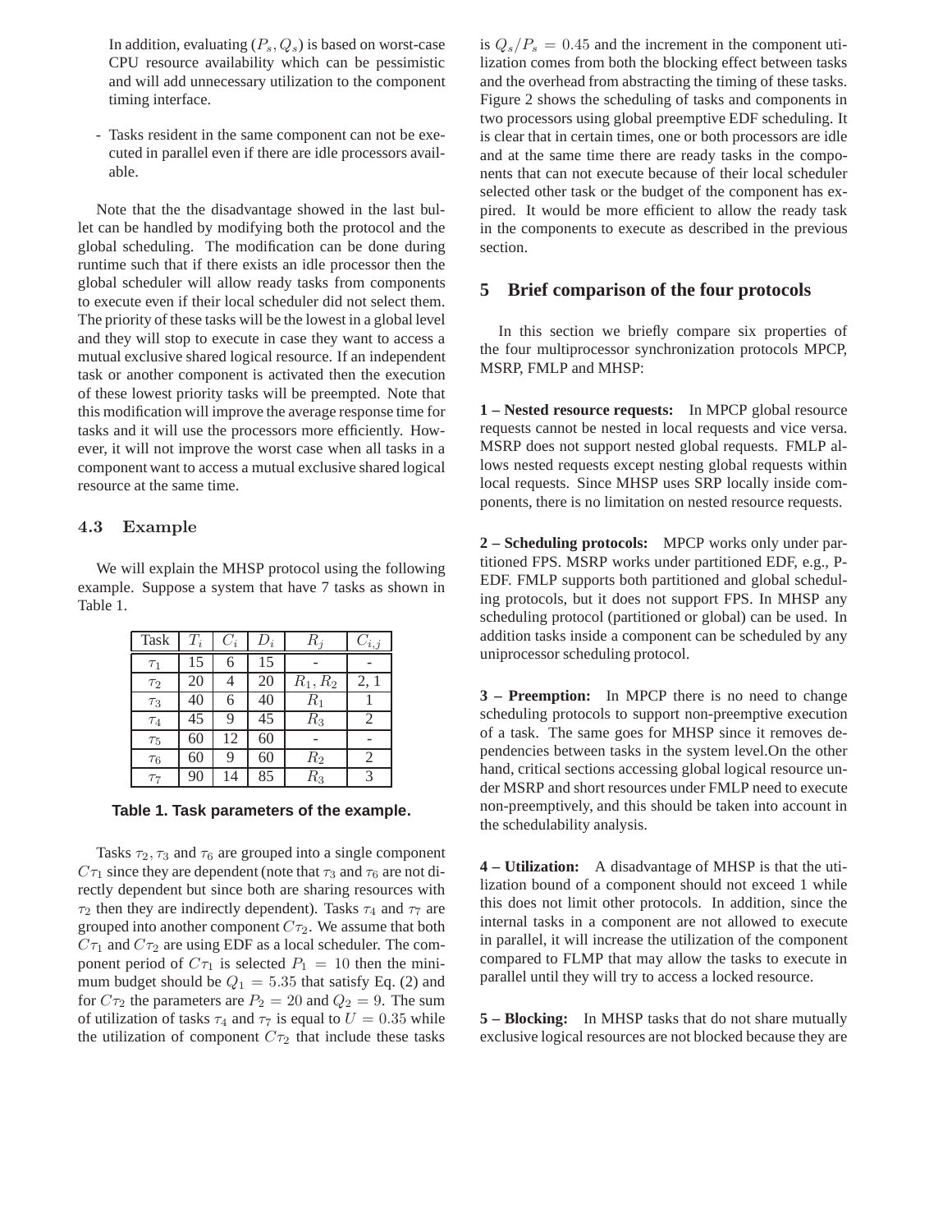In addition, evaluating $(P_s, Q_s)$ is based on worst-case CPU resource availability which can be pessimistic and will add unnecessary utilization to the component timing interface.

- Tasks resident in the same component can not be executed in parallel even if there are idle processors available.

Note that the the disadvantage showed in the last bullet can be handled by modifying both the protocol and the global scheduling. The modification can be done during runtime such that if there exists an idle processor then the global scheduler will allow ready tasks from components to execute even if their local scheduler did not select them. The priority of these tasks will be the lowest in a global level and they will stop to execute in case they want to access a mutual exclusive shared logical resource. If an independent task or another component is activated then the execution of these lowest priority tasks will be preempted. Note that this modification will improve the average response time for tasks and it will use the processors more efficiently. However, it will not improve the worst case when all tasks in a component want to access a mutual exclusive shared logical resource at the same time.

### 4.3 Example

We will explain the MHSP protocol using the following example. Suppose a system that have 7 tasks as shown in Table 1.

| Task | $T_i$ | $C_i$ | $D_i$ | $R_j$ | $C_{i,j}$ |
|---|---|---|---|---|---|
| $\tau_1$ | 15 | 6 | 15 | - | - |
| $\tau_2$ | 20 | 4 | 20 | $R_1, R_2$ | 2, 1 |
| $\tau_3$ | 40 | 6 | 40 | $R_1$ | 1 |
| $\tau_4$ | 45 | 9 | 45 | $R_3$ | 2 |
| $\tau_5$ | 60 | 12 | 60 | - | - |
| $\tau_6$ | 60 | 9 | 60 | $R_2$ | 2 |
| $\tau_7$ | 90 | 14 | 85 | $R_3$ | 3 |

**Table 1. Task parameters of the example.**

Tasks $\tau_2, \tau_3$ and $\tau_6$ are grouped into a single component $C\tau_1$ since they are dependent (note that $\tau_3$ and $\tau_6$ are not directly dependent but since both are sharing resources with $\tau_2$ then they are indirectly dependent). Tasks $\tau_4$ and $\tau_7$ are grouped into another component $C\tau_2$. We assume that both $C\tau_1$ and $C\tau_2$ are using EDF as a local scheduler. The component period of $C\tau_1$ is selected $P_1 = 10$ then the minimum budget should be $Q_1 = 5.35$ that satisfy Eq. (2) and for $C\tau_2$ the parameters are $P_2 = 20$ and $Q_2 = 9$. The sum of utilization of tasks $\tau_4$ and $\tau_7$ is equal to $U = 0.35$ while the utilization of component $C\tau_2$ that include these tasks is $Q_s/P_s = 0.45$ and the increment in the component utilization comes from both the blocking effect between tasks and the overhead from abstracting the timing of these tasks. Figure 2 shows the scheduling of tasks and components in two processors using global preemptive EDF scheduling. It is clear that in certain times, one or both processors are idle and at the same time there are ready tasks in the components that can not execute because of their local scheduler selected other task or the budget of the component has expired. It would be more efficient to allow the ready task in the components to execute as described in the previous section.

## 5 Brief comparison of the four protocols

In this section we briefly compare six properties of the four multiprocessor synchronization protocols MPCP, MSRP, FMLP and MHSP:

**1 – Nested resource requests:** In MPCP global resource requests cannot be nested in local requests and vice versa. MSRP does not support nested global requests. FMLP allows nested requests except nesting global requests within local requests. Since MHSP uses SRP locally inside components, there is no limitation on nested resource requests.

**2 – Scheduling protocols:** MPCP works only under partitioned FPS. MSRP works under partitioned EDF, e.g., P-EDF. FMLP supports both partitioned and global scheduling protocols, but it does not support FPS. In MHSP any scheduling protocol (partitioned or global) can be used. In addition tasks inside a component can be scheduled by any uniprocessor scheduling protocol.

**3 – Preemption:** In MPCP there is no need to change scheduling protocols to support non-preemptive execution of a task. The same goes for MHSP since it removes dependencies between tasks in the system level.On the other hand, critical sections accessing global logical resource under MSRP and short resources under FMLP need to execute non-preemptively, and this should be taken into account in the schedulability analysis.

**4 – Utilization:** A disadvantage of MHSP is that the utilization bound of a component should not exceed 1 while this does not limit other protocols. In addition, since the internal tasks in a component are not allowed to execute in parallel, it will increase the utilization of the component compared to FLMP that may allow the tasks to execute in parallel until they will try to access a locked resource.

**5 – Blocking:** In MHSP tasks that do not share mutually exclusive logical resources are not blocked because they are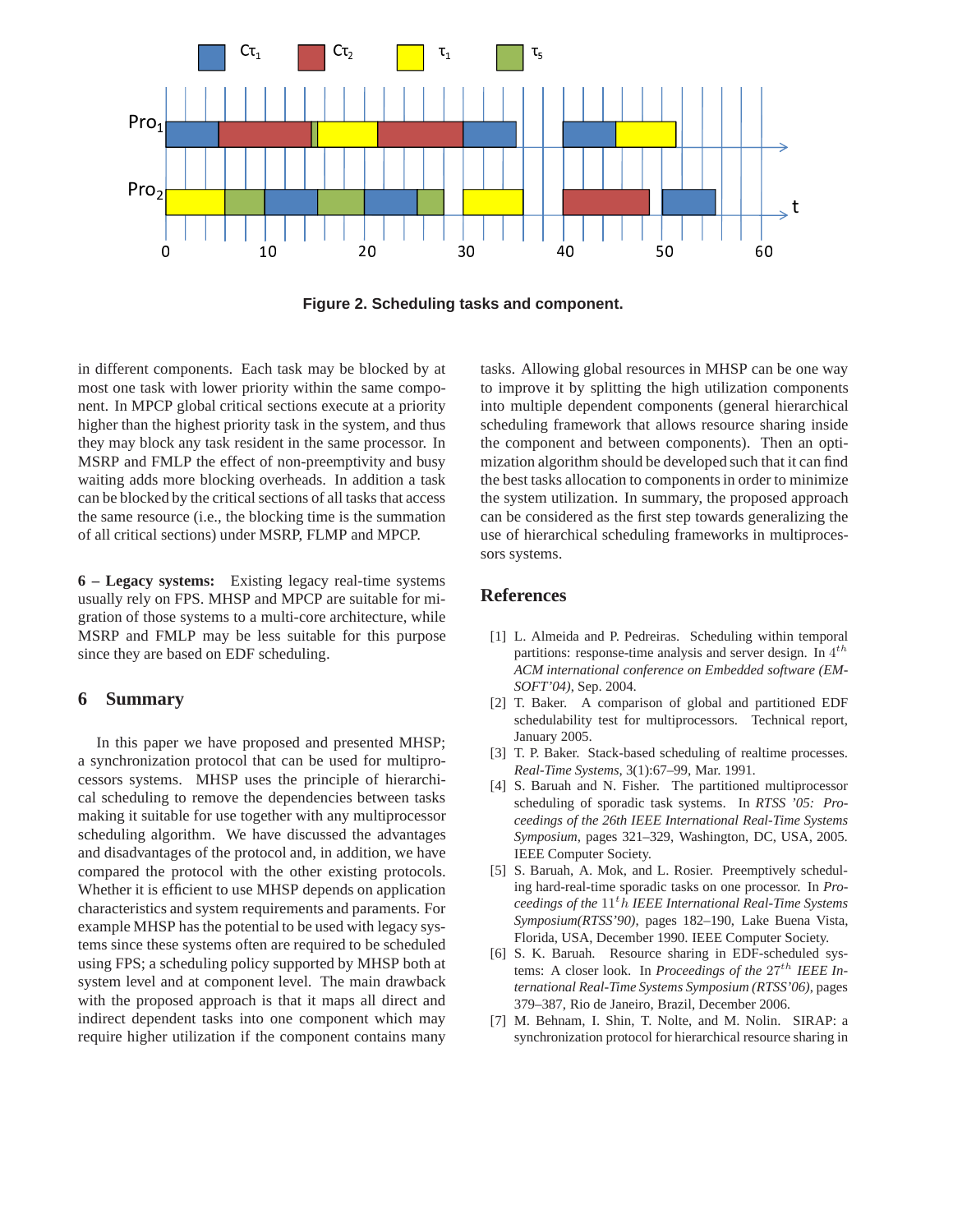$C\tau_1$ $C\tau_2$ $\tau_1$ $\tau_5$

Pro$_1$

Pro$_2$

t

0 10 20 30 40 50 60

**Figure 2. Scheduling tasks and component.**

in different components. Each task may be blocked by at most one task with lower priority within the same component. In MPCP global critical sections execute at a priority higher than the highest priority task in the system, and thus they may block any task resident in the same processor. In MSRP and FMLP the effect of non-preemptivity and busy waiting adds more blocking overheads. In addition a task can be blocked by the critical sections of all tasks that access the same resource (i.e., the blocking time is the summation of all critical sections) under MSRP, FLMP and MPCP.

**6 – Legacy systems:** Existing legacy real-time systems usually rely on FPS. MHSP and MPCP are suitable for migration of those systems to a multi-core architecture, while MSRP and FMLP may be less suitable for this purpose since they are based on EDF scheduling.

## 6 Summary

In this paper we have proposed and presented MHSP; a synchronization protocol that can be used for multiprocessors systems. MHSP uses the principle of hierarchical scheduling to remove the dependencies between tasks making it suitable for use together with any multiprocessor scheduling algorithm. We have discussed the advantages and disadvantages of the protocol and, in addition, we have compared the protocol with the other existing protocols. Whether it is efficient to use MHSP depends on application characteristics and system requirements and paraments. For example MHSP has the potential to be used with legacy systems since these systems often are required to be scheduled using FPS; a scheduling policy supported by MHSP both at system level and at component level. The main drawback with the proposed approach is that it maps all direct and indirect dependent tasks into one component which may require higher utilization if the component contains many tasks. Allowing global resources in MHSP can be one way to improve it by splitting the high utilization components into multiple dependent components (general hierarchical scheduling framework that allows resource sharing inside the component and between components). Then an optimization algorithm should be developed such that it can find the best tasks allocation to components in order to minimize the system utilization. In summary, the proposed approach can be considered as the first step towards generalizing the use of hierarchical scheduling frameworks in multiprocessors systems.

## References

[1] L. Almeida and P. Pedreiras. Scheduling within temporal partitions: response-time analysis and server design. In $4^{th}$ *ACM international conference on Embedded software (EMSOFT'04)*, Sep. 2004.

[2] T. Baker. A comparison of global and partitioned EDF schedulability test for multiprocessors. Technical report, January 2005.

[3] T. P. Baker. Stack-based scheduling of realtime processes. *Real-Time Systems*, 3(1):67–99, Mar. 1991.

[4] S. Baruah and N. Fisher. The partitioned multiprocessor scheduling of sporadic task systems. In *RTSS '05: Proceedings of the 26th IEEE International Real-Time Systems Symposium*, pages 321–329, Washington, DC, USA, 2005. IEEE Computer Society.

[5] S. Baruah, A. Mok, and L. Rosier. Preemptively scheduling hard-real-time sporadic tasks on one processor. In *Proceedings of the* $11^th$ *IEEE International Real-Time Systems Symposium(RTSS'90)*, pages 182–190, Lake Buena Vista, Florida, USA, December 1990. IEEE Computer Society.

[6] S. K. Baruah. Resource sharing in EDF-scheduled systems: A closer look. In *Proceedings of the* $27^{th}$ *IEEE International Real-Time Systems Symposium (RTSS'06)*, pages 379–387, Rio de Janeiro, Brazil, December 2006.

[7] M. Behnam, I. Shin, T. Nolte, and M. Nolin. SIRAP: a synchronization protocol for hierarchical resource sharing in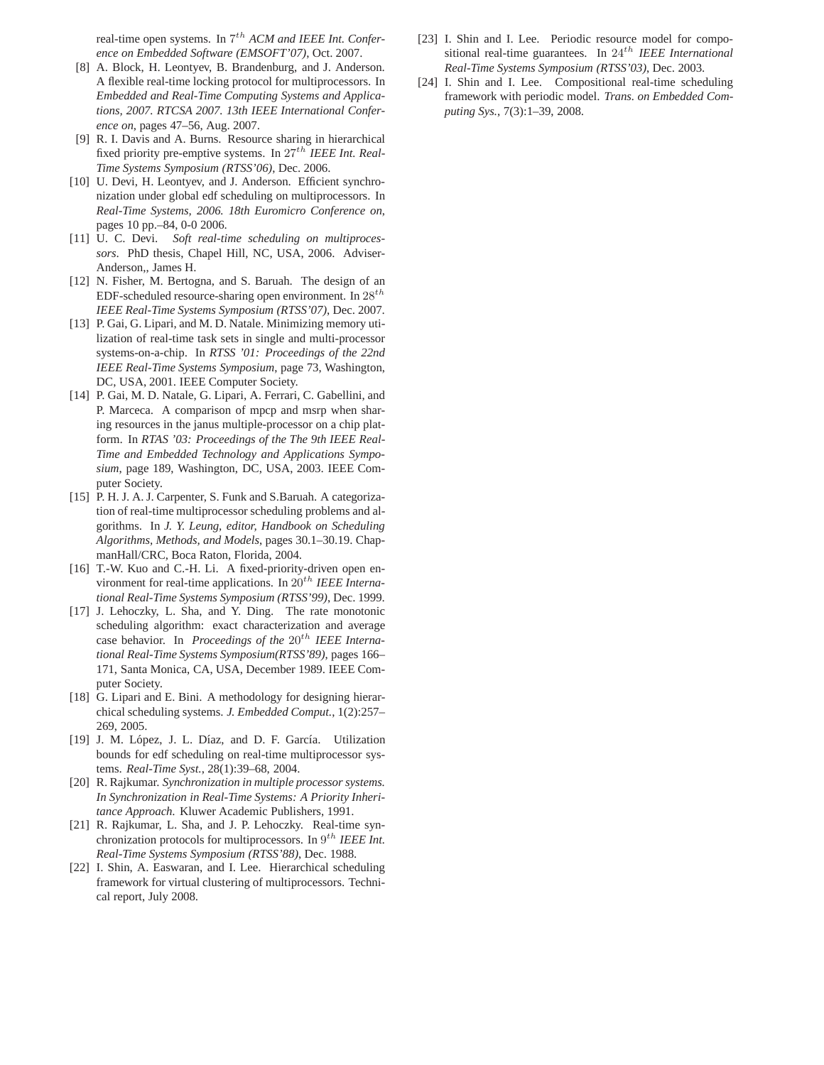real-time open systems. In $7^{th}$ *ACM and IEEE Int. Conference on Embedded Software (EMSOFT'07)*, Oct. 2007.

[8] A. Block, H. Leontyev, B. Brandenburg, and J. Anderson. A flexible real-time locking protocol for multiprocessors. In *Embedded and Real-Time Computing Systems and Applications, 2007. RTCSA 2007. 13th IEEE International Conference on*, pages 47–56, Aug. 2007.

[9] R. I. Davis and A. Burns. Resource sharing in hierarchical fixed priority pre-emptive systems. In $27^{th}$ *IEEE Int. Real-Time Systems Symposium (RTSS'06)*, Dec. 2006.

[10] U. Devi, H. Leontyev, and J. Anderson. Efficient synchronization under global edf scheduling on multiprocessors. In *Real-Time Systems, 2006. 18th Euromicro Conference on*, pages 10 pp.–84, 0-0 2006.

[11] U. C. Devi. *Soft real-time scheduling on multiprocessors*. PhD thesis, Chapel Hill, NC, USA, 2006. Adviser-Anderson,, James H.

[12] N. Fisher, M. Bertogna, and S. Baruah. The design of an EDF-scheduled resource-sharing open environment. In $28^{th}$ *IEEE Real-Time Systems Symposium (RTSS'07)*, Dec. 2007.

[13] P. Gai, G. Lipari, and M. D. Natale. Minimizing memory utilization of real-time task sets in single and multi-processor systems-on-a-chip. In *RTSS '01: Proceedings of the 22nd IEEE Real-Time Systems Symposium*, page 73, Washington, DC, USA, 2001. IEEE Computer Society.

[14] P. Gai, M. D. Natale, G. Lipari, A. Ferrari, C. Gabellini, and P. Marceca. A comparison of mpcp and msrp when sharing resources in the janus multiple-processor on a chip platform. In *RTAS '03: Proceedings of the The 9th IEEE Real-Time and Embedded Technology and Applications Symposium*, page 189, Washington, DC, USA, 2003. IEEE Computer Society.

[15] P. H. J. A. J. Carpenter, S. Funk and S.Baruah. A categorization of real-time multiprocessor scheduling problems and algorithms. In *J. Y. Leung, editor, Handbook on Scheduling Algorithms, Methods, and Models*, pages 30.1–30.19. ChapmanHall/CRC, Boca Raton, Florida, 2004.

[16] T.-W. Kuo and C.-H. Li. A fixed-priority-driven open environment for real-time applications. In $20^{th}$ *IEEE International Real-Time Systems Symposium (RTSS'99)*, Dec. 1999.

[17] J. Lehoczky, L. Sha, and Y. Ding. The rate monotonic scheduling algorithm: exact characterization and average case behavior. In *Proceedings of the* $20^{th}$ *IEEE International Real-Time Systems Symposium(RTSS'89)*, pages 166–171, Santa Monica, CA, USA, December 1989. IEEE Computer Society.

[18] G. Lipari and E. Bini. A methodology for designing hierarchical scheduling systems. *J. Embedded Comput.*, 1(2):257–269, 2005.

[19] J. M. López, J. L. Díaz, and D. F. García. Utilization bounds for edf scheduling on real-time multiprocessor systems. *Real-Time Syst.*, 28(1):39–68, 2004.

[20] R. Rajkumar. *Synchronization in multiple processor systems. In Synchronization in Real-Time Systems: A Priority Inheritance Approach.* Kluwer Academic Publishers, 1991.

[21] R. Rajkumar, L. Sha, and J. P. Lehoczky. Real-time synchronization protocols for multiprocessors. In $9^{th}$ *IEEE Int. Real-Time Systems Symposium (RTSS'88)*, Dec. 1988.

[22] I. Shin, A. Easwaran, and I. Lee. Hierarchical scheduling framework for virtual clustering of multiprocessors. Technical report, July 2008.

[23] I. Shin and I. Lee. Periodic resource model for compositional real-time guarantees. In $24^{th}$ *IEEE International Real-Time Systems Symposium (RTSS'03)*, Dec. 2003.

[24] I. Shin and I. Lee. Compositional real-time scheduling framework with periodic model. *Trans. on Embedded Computing Sys.*, 7(3):1–39, 2008.